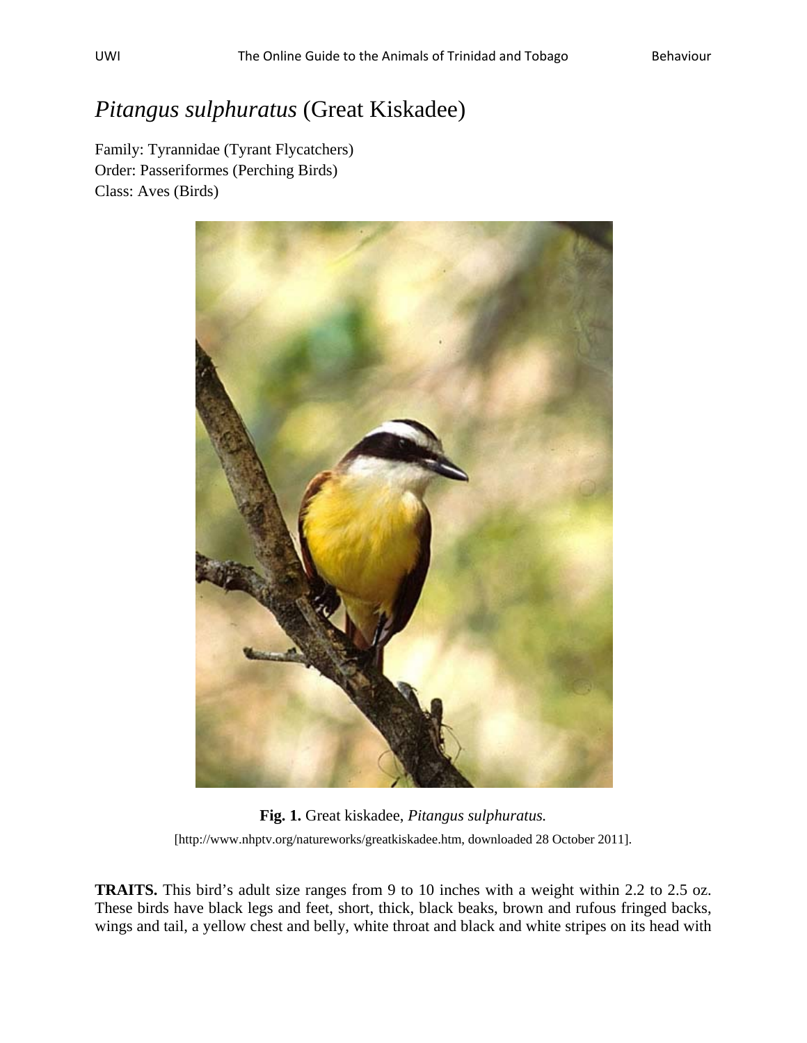# *Pitangus sulphuratus* (Great Kiskadee)

Family: Tyrannidae (Tyrant Flycatchers)
Order: Passeriformes (Perching Birds)
Class: Aves (Birds)

**Fig. 1.** Great kiskadee, *Pitangus sulphuratus.*

[http://www.nhptv.org/natureworks/greatkiskadee.htm, downloaded 28 October 2011].

**TRAITS.** This bird's adult size ranges from 9 to 10 inches with a weight within 2.2 to 2.5 oz. These birds have black legs and feet, short, thick, black beaks, brown and rufous fringed backs, wings and tail, a yellow chest and belly, white throat and black and white stripes on its head with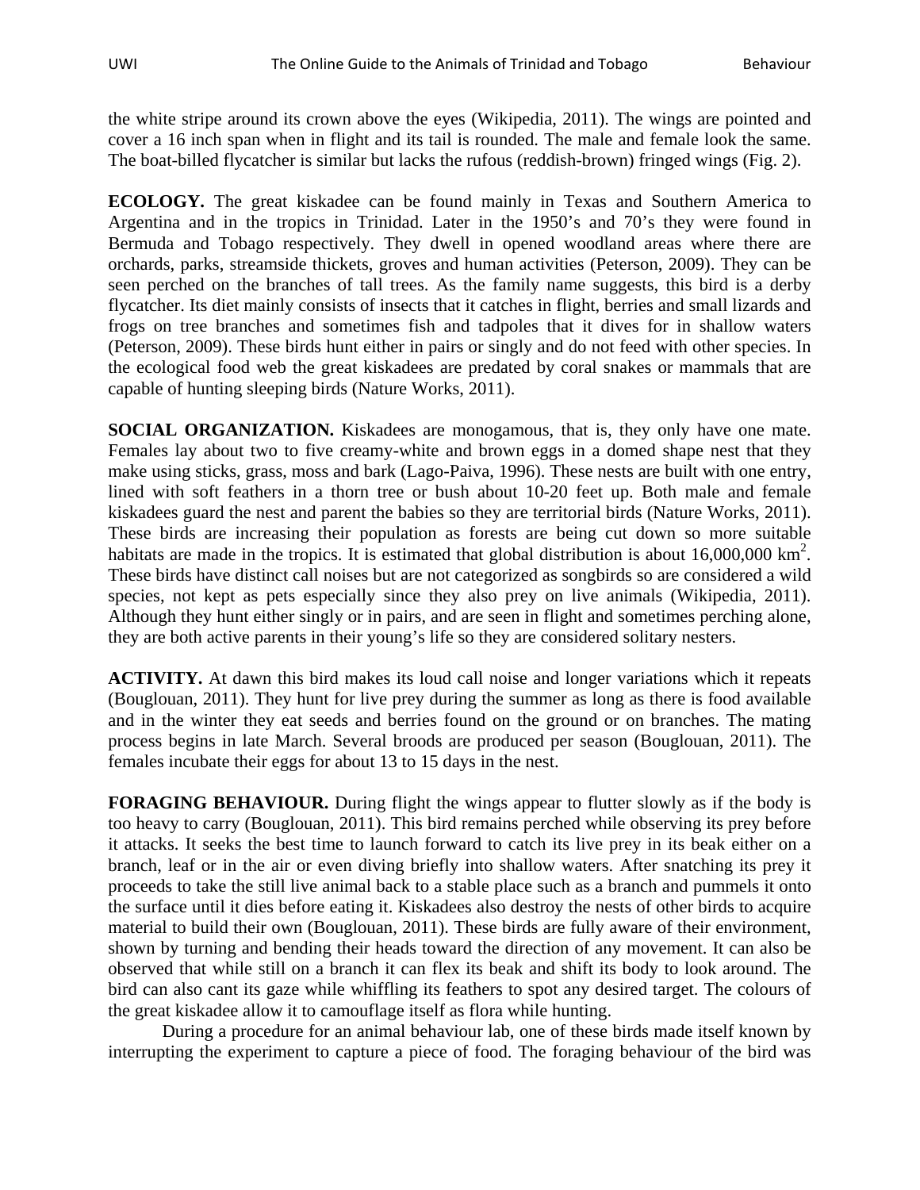the white stripe around its crown above the eyes (Wikipedia, 2011). The wings are pointed and cover a 16 inch span when in flight and its tail is rounded. The male and female look the same. The boat-billed flycatcher is similar but lacks the rufous (reddish-brown) fringed wings (Fig. 2).

**ECOLOGY.** The great kiskadee can be found mainly in Texas and Southern America to Argentina and in the tropics in Trinidad. Later in the 1950's and 70's they were found in Bermuda and Tobago respectively. They dwell in opened woodland areas where there are orchards, parks, streamside thickets, groves and human activities (Peterson, 2009). They can be seen perched on the branches of tall trees. As the family name suggests, this bird is a derby flycatcher. Its diet mainly consists of insects that it catches in flight, berries and small lizards and frogs on tree branches and sometimes fish and tadpoles that it dives for in shallow waters (Peterson, 2009). These birds hunt either in pairs or singly and do not feed with other species. In the ecological food web the great kiskadees are predated by coral snakes or mammals that are capable of hunting sleeping birds (Nature Works, 2011).

**SOCIAL ORGANIZATION.** Kiskadees are monogamous, that is, they only have one mate. Females lay about two to five creamy-white and brown eggs in a domed shape nest that they make using sticks, grass, moss and bark (Lago-Paiva, 1996). These nests are built with one entry, lined with soft feathers in a thorn tree or bush about 10-20 feet up. Both male and female kiskadees guard the nest and parent the babies so they are territorial birds (Nature Works, 2011). These birds are increasing their population as forests are being cut down so more suitable habitats are made in the tropics. It is estimated that global distribution is about 16,000,000 $km^2$. These birds have distinct call noises but are not categorized as songbirds so are considered a wild species, not kept as pets especially since they also prey on live animals (Wikipedia, 2011). Although they hunt either singly or in pairs, and are seen in flight and sometimes perching alone, they are both active parents in their young's life so they are considered solitary nesters.

**ACTIVITY.** At dawn this bird makes its loud call noise and longer variations which it repeats (Bouglouan, 2011). They hunt for live prey during the summer as long as there is food available and in the winter they eat seeds and berries found on the ground or on branches. The mating process begins in late March. Several broods are produced per season (Bouglouan, 2011). The females incubate their eggs for about 13 to 15 days in the nest.

**FORAGING BEHAVIOUR.** During flight the wings appear to flutter slowly as if the body is too heavy to carry (Bouglouan, 2011). This bird remains perched while observing its prey before it attacks. It seeks the best time to launch forward to catch its live prey in its beak either on a branch, leaf or in the air or even diving briefly into shallow waters. After snatching its prey it proceeds to take the still live animal back to a stable place such as a branch and pummels it onto the surface until it dies before eating it. Kiskadees also destroy the nests of other birds to acquire material to build their own (Bouglouan, 2011). These birds are fully aware of their environment, shown by turning and bending their heads toward the direction of any movement. It can also be observed that while still on a branch it can flex its beak and shift its body to look around. The bird can also cant its gaze while whiffling its feathers to spot any desired target. The colours of the great kiskadee allow it to camouflage itself as flora while hunting.

During a procedure for an animal behaviour lab, one of these birds made itself known by interrupting the experiment to capture a piece of food. The foraging behaviour of the bird was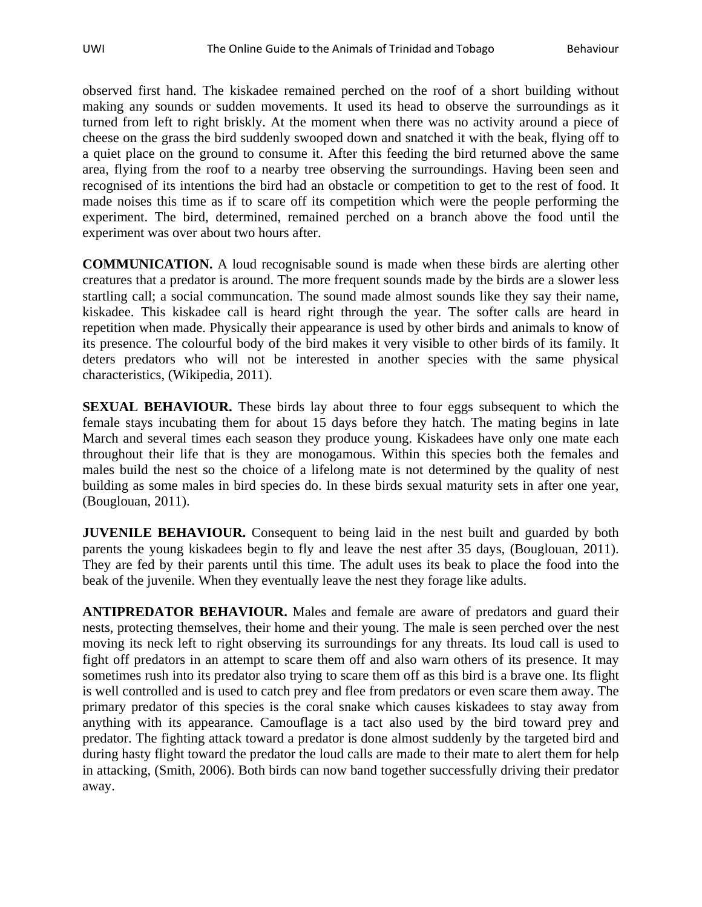observed first hand. The kiskadee remained perched on the roof of a short building without making any sounds or sudden movements. It used its head to observe the surroundings as it turned from left to right briskly. At the moment when there was no activity around a piece of cheese on the grass the bird suddenly swooped down and snatched it with the beak, flying off to a quiet place on the ground to consume it. After this feeding the bird returned above the same area, flying from the roof to a nearby tree observing the surroundings. Having been seen and recognised of its intentions the bird had an obstacle or competition to get to the rest of food. It made noises this time as if to scare off its competition which were the people performing the experiment. The bird, determined, remained perched on a branch above the food until the experiment was over about two hours after.

**COMMUNICATION.** A loud recognisable sound is made when these birds are alerting other creatures that a predator is around. The more frequent sounds made by the birds are a slower less startling call; a social communcation. The sound made almost sounds like they say their name, kiskadee. This kiskadee call is heard right through the year. The softer calls are heard in repetition when made. Physically their appearance is used by other birds and animals to know of its presence. The colourful body of the bird makes it very visible to other birds of its family. It deters predators who will not be interested in another species with the same physical characteristics, (Wikipedia, 2011).

**SEXUAL BEHAVIOUR.** These birds lay about three to four eggs subsequent to which the female stays incubating them for about 15 days before they hatch. The mating begins in late March and several times each season they produce young. Kiskadees have only one mate each throughout their life that is they are monogamous. Within this species both the females and males build the nest so the choice of a lifelong mate is not determined by the quality of nest building as some males in bird species do. In these birds sexual maturity sets in after one year, (Bouglouan, 2011).

**JUVENILE BEHAVIOUR.** Consequent to being laid in the nest built and guarded by both parents the young kiskadees begin to fly and leave the nest after 35 days, (Bouglouan, 2011). They are fed by their parents until this time. The adult uses its beak to place the food into the beak of the juvenile. When they eventually leave the nest they forage like adults.

**ANTIPREDATOR BEHAVIOUR.** Males and female are aware of predators and guard their nests, protecting themselves, their home and their young. The male is seen perched over the nest moving its neck left to right observing its surroundings for any threats. Its loud call is used to fight off predators in an attempt to scare them off and also warn others of its presence. It may sometimes rush into its predator also trying to scare them off as this bird is a brave one. Its flight is well controlled and is used to catch prey and flee from predators or even scare them away. The primary predator of this species is the coral snake which causes kiskadees to stay away from anything with its appearance. Camouflage is a tact also used by the bird toward prey and predator. The fighting attack toward a predator is done almost suddenly by the targeted bird and during hasty flight toward the predator the loud calls are made to their mate to alert them for help in attacking, (Smith, 2006). Both birds can now band together successfully driving their predator away.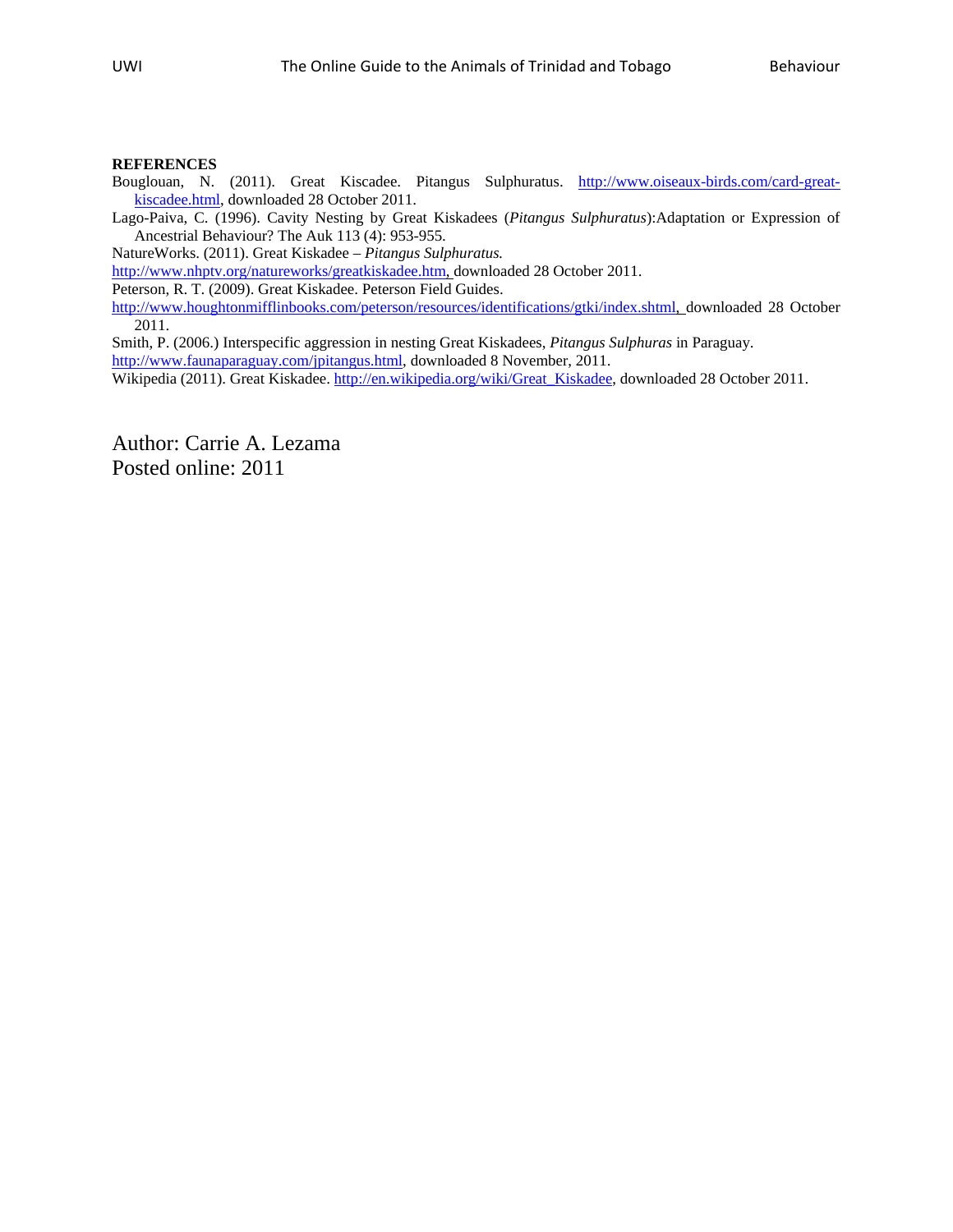**REFERENCES**

Bouglouan, N. (2011). Great Kiscadee. Pitangus Sulphuratus. http://www.oiseaux-birds.com/card-great-kiscadee.html, downloaded 28 October 2011.

Lago-Paiva, C. (1996). Cavity Nesting by Great Kiskadees (*Pitangus Sulphuratus*):Adaptation or Expression of Ancestrial Behaviour? The Auk 113 (4): 953-955.

NatureWorks. (2011). Great Kiskadee – *Pitangus Sulphuratus.* http://www.nhptv.org/natureworks/greatkiskadee.htm, downloaded 28 October 2011.

Peterson, R. T. (2009). Great Kiskadee. Peterson Field Guides. http://www.houghtonmifflinbooks.com/peterson/resources/identifications/gtki/index.shtml, downloaded 28 October 2011.

Smith, P. (2006.) Interspecific aggression in nesting Great Kiskadees, *Pitangus Sulphuras* in Paraguay. http://www.faunaparaguay.com/jpitangus.html, downloaded 8 November, 2011.

Wikipedia (2011). Great Kiskadee. http://en.wikipedia.org/wiki/Great_Kiskadee, downloaded 28 October 2011.

Author: Carrie A. Lezama
Posted online: 2011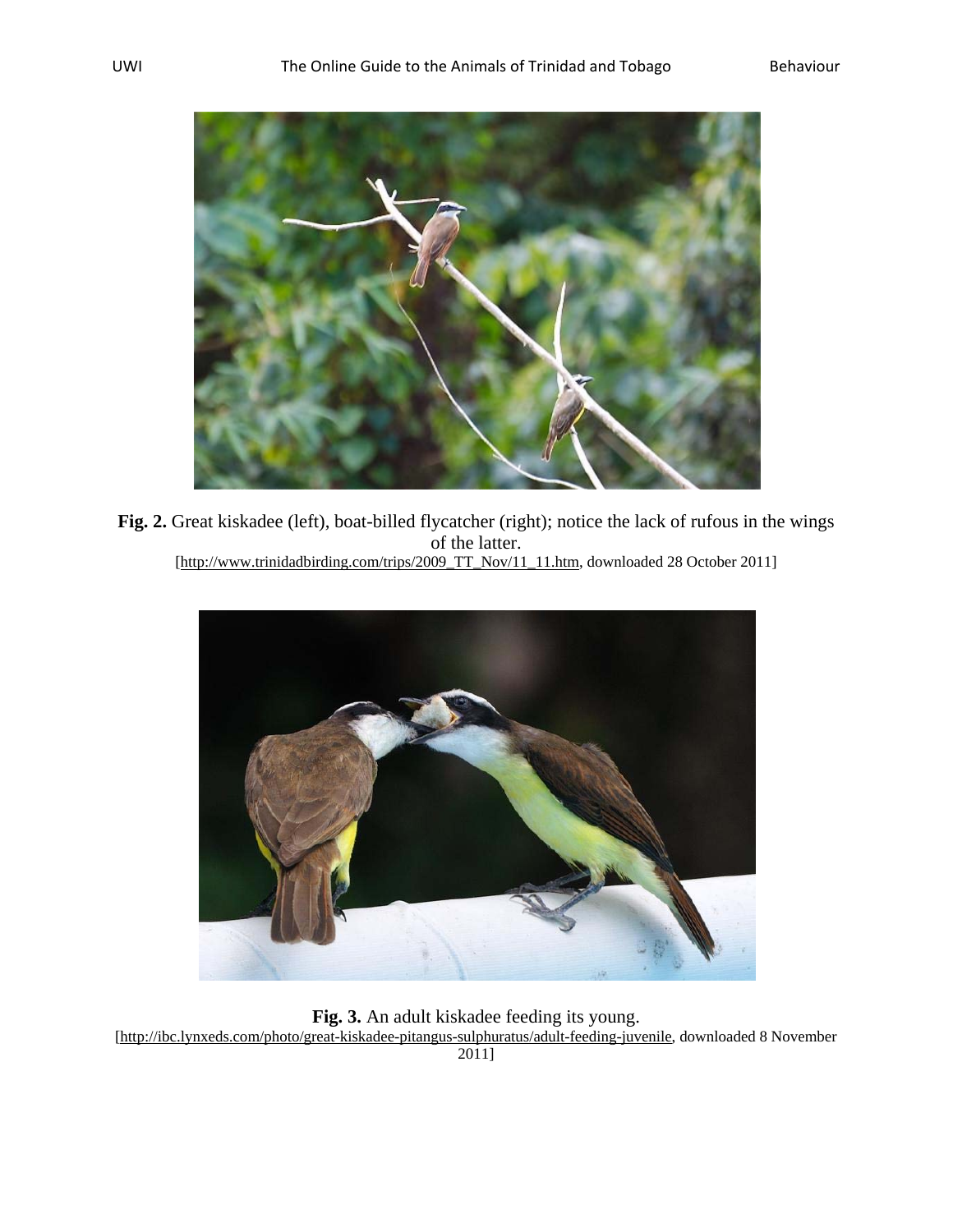**Fig. 2.** Great kiskadee (left), boat-billed flycatcher (right); notice the lack of rufous in the wings of the latter.
[http://www.trinidadbirding.com/trips/2009_TT_Nov/11_11.htm, downloaded 28 October 2011]

**Fig. 3.** An adult kiskadee feeding its young.
[http://ibc.lynxeds.com/photo/great-kiskadee-pitangus-sulphuratus/adult-feeding-juvenile, downloaded 8 November 2011]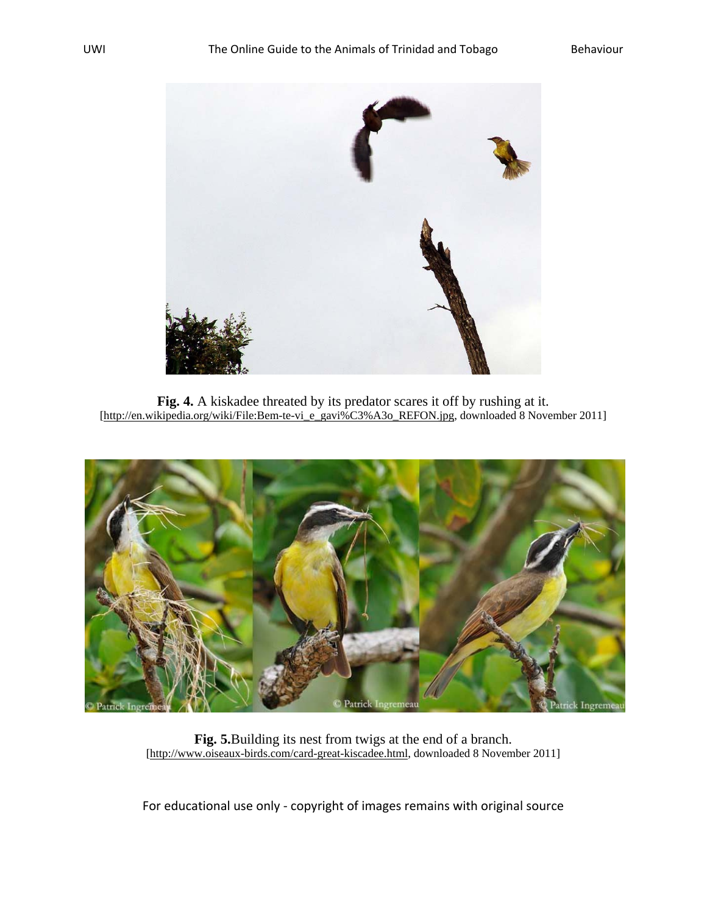**Fig. 4.** A kiskadee threated by its predator scares it off by rushing at it.
[http://en.wikipedia.org/wiki/File:Bem-te-vi_e_gavi%C3%A3o_REFON.jpg, downloaded 8 November 2011]

**Fig. 5.**Building its nest from twigs at the end of a branch.
[http://www.oiseaux-birds.com/card-great-kiscadee.html, downloaded 8 November 2011]

For educational use only - copyright of images remains with original source